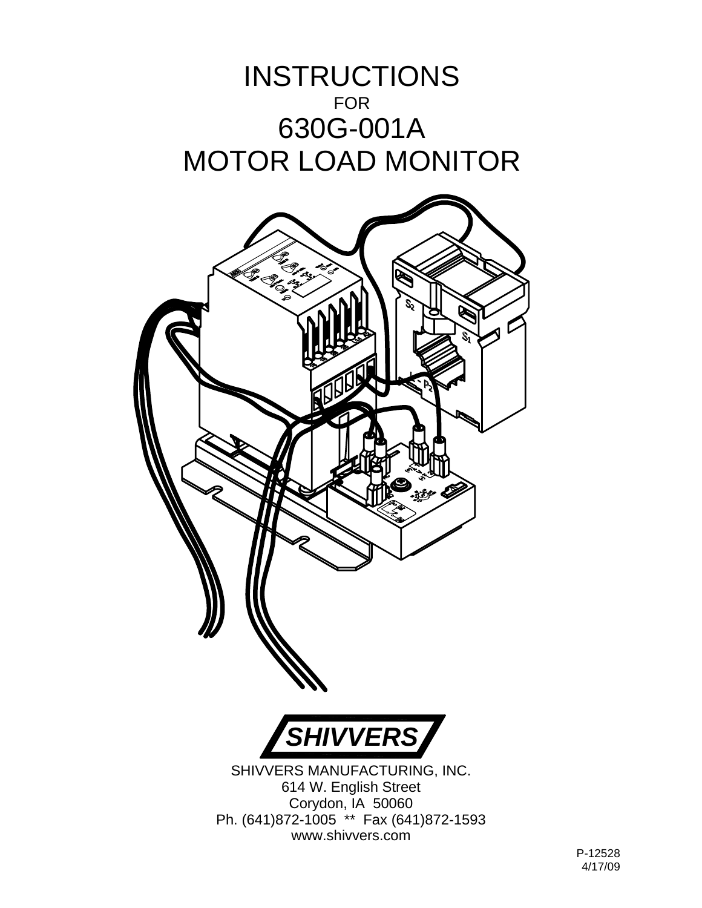# INSTRUCTIONS

FOR

# 630G-001A

# MOTOR LOAD MONITOR

**SHIVVERS**

SHIVVERS MANUFACTURING, INC.
614 W. English Street
Corydon, IA 50060
Ph. (641)872-1005 ** Fax (641)872-1593
www.shivvers.com

P-12528
4/17/09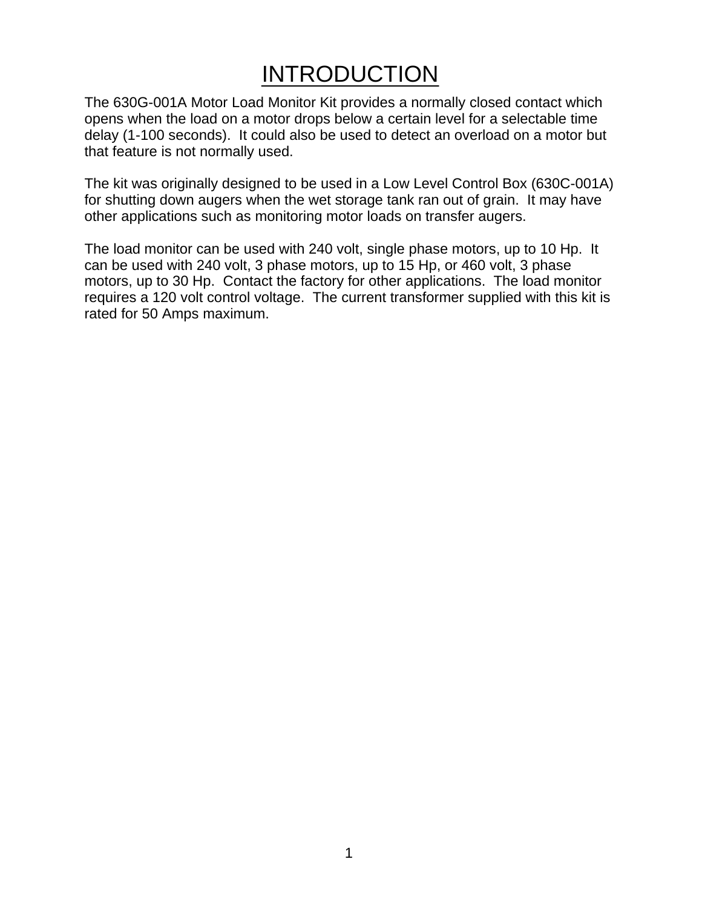# INTRODUCTION

The 630G-001A Motor Load Monitor Kit provides a normally closed contact which opens when the load on a motor drops below a certain level for a selectable time delay (1-100 seconds). It could also be used to detect an overload on a motor but that feature is not normally used.

The kit was originally designed to be used in a Low Level Control Box (630C-001A) for shutting down augers when the wet storage tank ran out of grain. It may have other applications such as monitoring motor loads on transfer augers.

The load monitor can be used with 240 volt, single phase motors, up to 10 Hp. It can be used with 240 volt, 3 phase motors, up to 15 Hp, or 460 volt, 3 phase motors, up to 30 Hp. Contact the factory for other applications. The load monitor requires a 120 volt control voltage. The current transformer supplied with this kit is rated for 50 Amps maximum.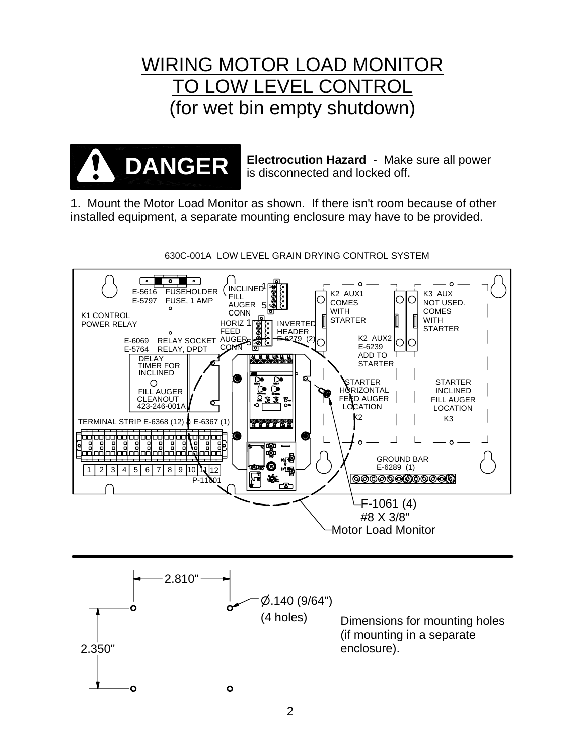# WIRING MOTOR LOAD MONITOR TO LOW LEVEL CONTROL

## (for wet bin empty shutdown)

**DANGER**

**Electrocution Hazard** - Make sure all power is disconnected and locked off.

1. Mount the Motor Load Monitor as shown. If there isn't room because of other installed equipment, a separate mounting enclosure may have to be provided.

630C-001A LOW LEVEL GRAIN DRYING CONTROL SYSTEM

E-5616 FUSEHOLDER
E-5797 FUSE, 1 AMP

K1 CONTROL POWER RELAY

E-6069 RELAY SOCKET
E-5764 RELAY, DPDT

DELAY TIMER FOR INCLINED FILL AUGER CLEANOUT 423-246-001A

INCLINED FILL AUGER CONN 1 5

HORIZ FEED AUGER CONN 1 5

INVERTED HEADER E-6279 (2)

K2 AUX1 COMES WITH STARTER

K3 AUX NOT USED. COMES WITH STARTER

K2 AUX2 E-6239 ADD TO STARTER

STARTER HORIZONTAL FEED AUGER LOCATION K2

STARTER INCLINED FILL AUGER LOCATION K3

TERMINAL STRIP E-6368 (12) & E-6367 (1)

1 2 3 4 5 6 7 8 9 10 11 12

P-11601

GROUND BAR E-6289 (1)

F-1061 (4) #8 X 3/8"

Motor Load Monitor

2.810"

Ø.140 (9/64") (4 holes)

2.350"

Dimensions for mounting holes (if mounting in a separate enclosure).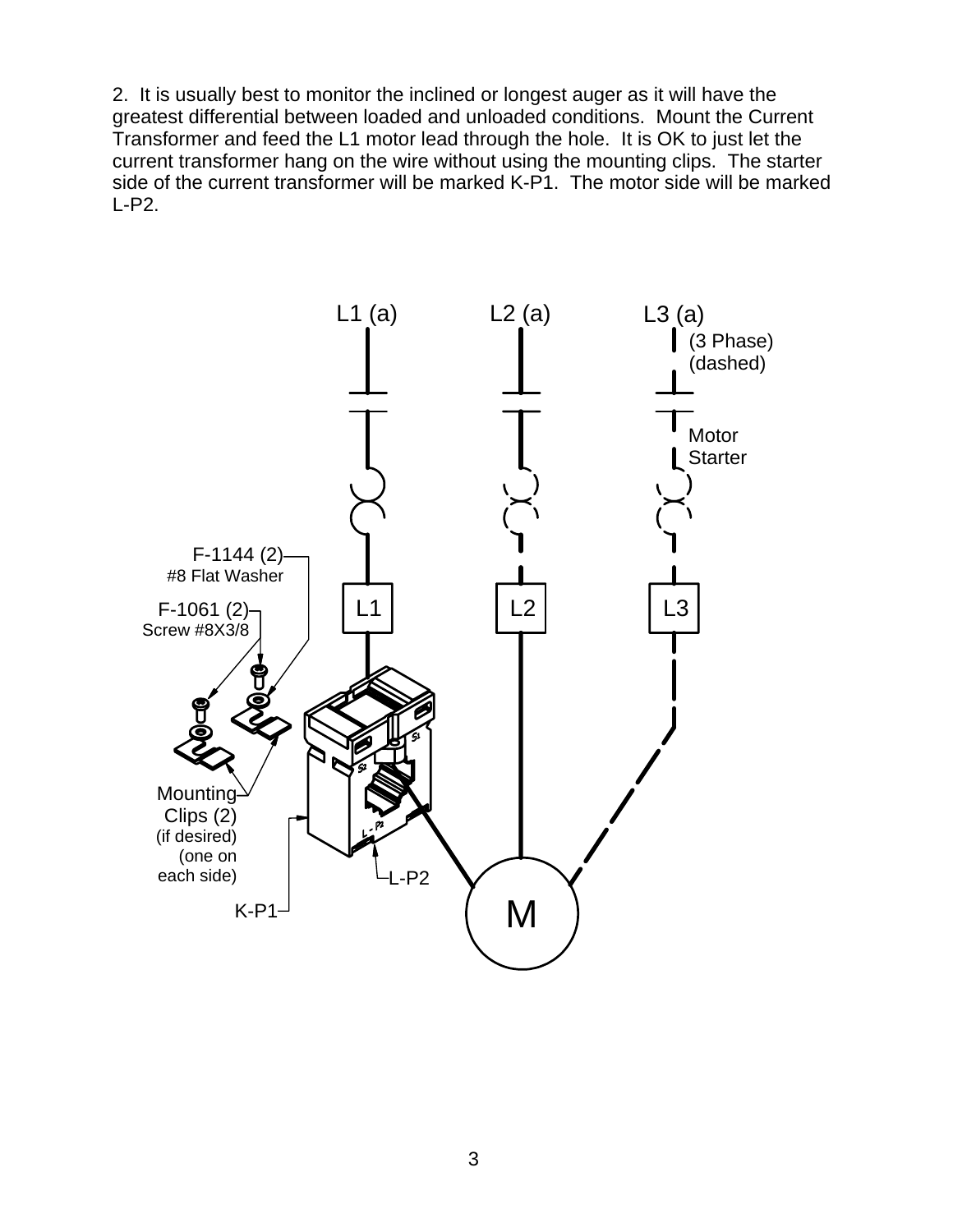2. It is usually best to monitor the inclined or longest auger as it will have the greatest differential between loaded and unloaded conditions. Mount the Current Transformer and feed the L1 motor lead through the hole. It is OK to just let the current transformer hang on the wire without using the mounting clips. The starter side of the current transformer will be marked K-P1. The motor side will be marked L-P2.

L1 (a) L2 (a) L3 (a)

(3 Phase)
(dashed)

Motor
Starter

F-1144 (2)
#8 Flat Washer

F-1061 (2)
Screw #8X3/8

L1 L2 L3

Mounting
Clips (2)
(if desired)
(one on
each side)

L-P2

K-P1

M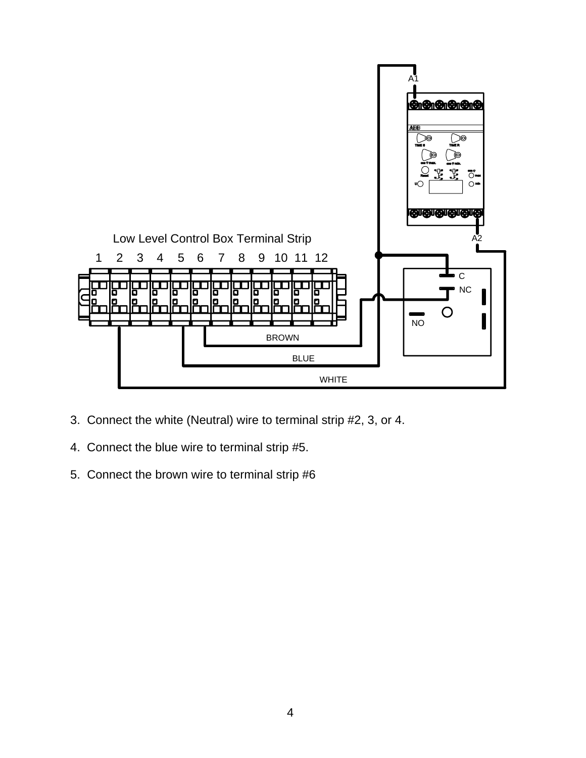3. Connect the white (Neutral) wire to terminal strip #2, 3, or 4.

4. Connect the blue wire to terminal strip #5.

5. Connect the brown wire to terminal strip #6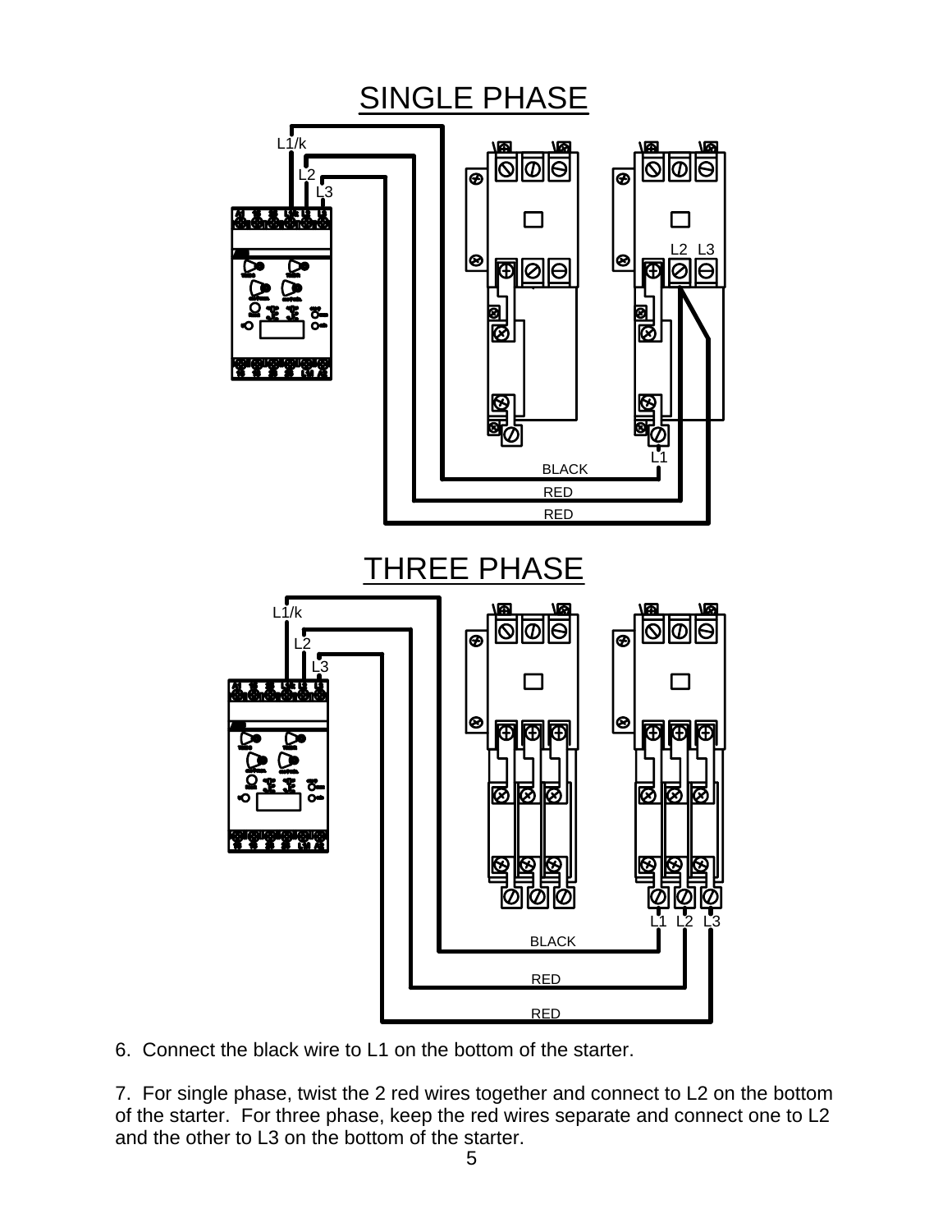# SINGLE PHASE

L1/k

L2

L3

L2 L3

L1

BLACK

RED

RED

# THREE PHASE

L1/k

L2

L3

L1 L2 L3

BLACK

RED

RED

6. Connect the black wire to L1 on the bottom of the starter.

7. For single phase, twist the 2 red wires together and connect to L2 on the bottom of the starter. For three phase, keep the red wires separate and connect one to L2 and the other to L3 on the bottom of the starter.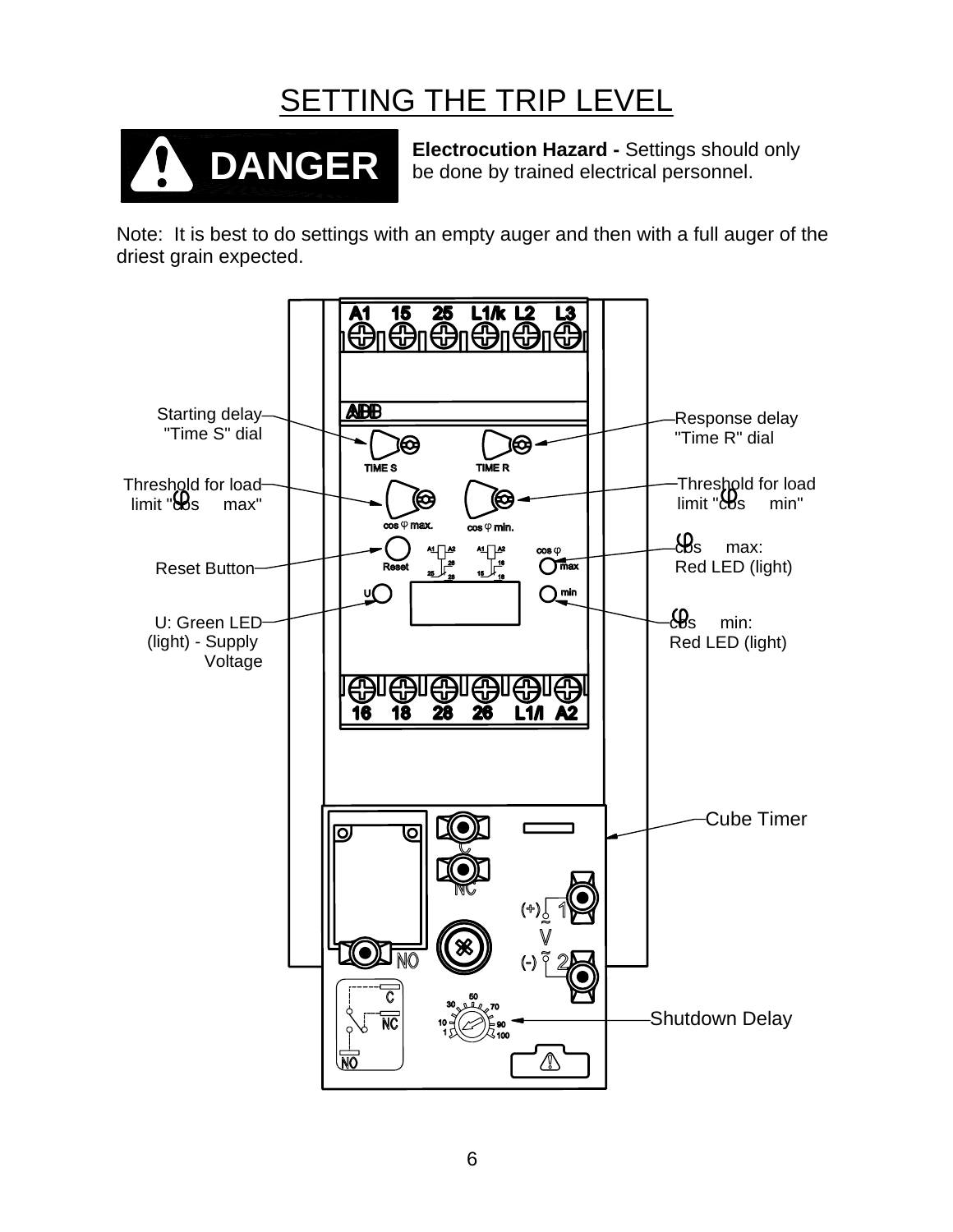# SETTING THE TRIP LEVEL

**DANGER**

**Electrocution Hazard -** Settings should only be done by trained electrical personnel.

Note: It is best to do settings with an empty auger and then with a full auger of the driest grain expected.

- Starting delay "Time S" dial
- Response delay "Time R" dial
- Threshold for load limit "cos φ max"
- Threshold for load limit "cos φ min"
- Reset Button
- cos φ max: Red LED (light)
- U: Green LED (light) - Supply Voltage
- cos φ min: Red LED (light)
- Cube Timer
- Shutdown Delay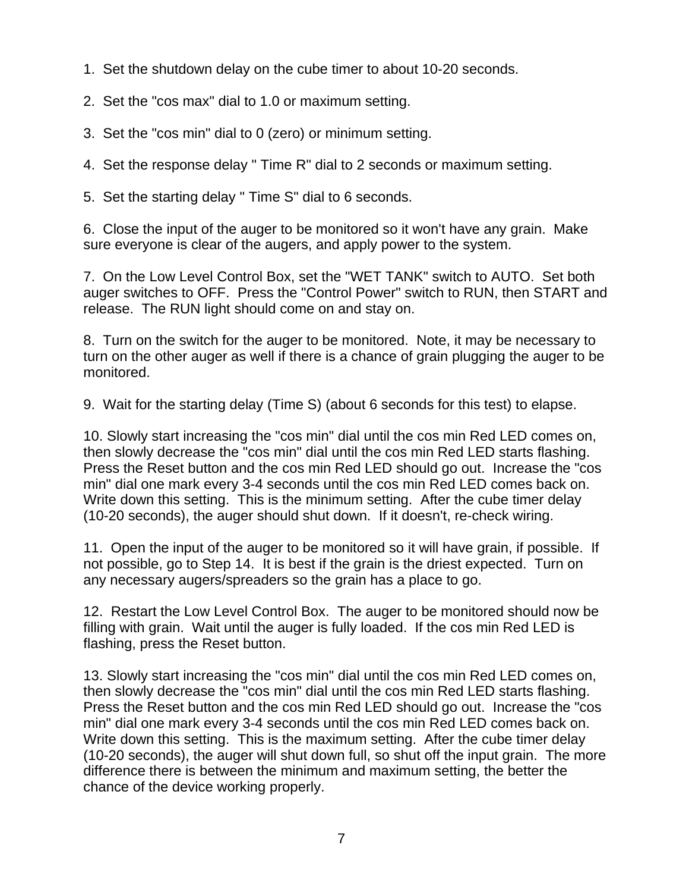1. Set the shutdown delay on the cube timer to about 10-20 seconds.

2. Set the "cos max" dial to 1.0 or maximum setting.

3. Set the "cos min" dial to 0 (zero) or minimum setting.

4. Set the response delay " Time R" dial to 2 seconds or maximum setting.

5. Set the starting delay " Time S" dial to 6 seconds.

6. Close the input of the auger to be monitored so it won't have any grain. Make sure everyone is clear of the augers, and apply power to the system.

7. On the Low Level Control Box, set the "WET TANK" switch to AUTO. Set both auger switches to OFF. Press the "Control Power" switch to RUN, then START and release. The RUN light should come on and stay on.

8. Turn on the switch for the auger to be monitored. Note, it may be necessary to turn on the other auger as well if there is a chance of grain plugging the auger to be monitored.

9. Wait for the starting delay (Time S) (about 6 seconds for this test) to elapse.

10. Slowly start increasing the "cos min" dial until the cos min Red LED comes on, then slowly decrease the "cos min" dial until the cos min Red LED starts flashing. Press the Reset button and the cos min Red LED should go out. Increase the "cos min" dial one mark every 3-4 seconds until the cos min Red LED comes back on. Write down this setting. This is the minimum setting. After the cube timer delay (10-20 seconds), the auger should shut down. If it doesn't, re-check wiring.

11. Open the input of the auger to be monitored so it will have grain, if possible. If not possible, go to Step 14. It is best if the grain is the driest expected. Turn on any necessary augers/spreaders so the grain has a place to go.

12. Restart the Low Level Control Box. The auger to be monitored should now be filling with grain. Wait until the auger is fully loaded. If the cos min Red LED is flashing, press the Reset button.

13. Slowly start increasing the "cos min" dial until the cos min Red LED comes on, then slowly decrease the "cos min" dial until the cos min Red LED starts flashing. Press the Reset button and the cos min Red LED should go out. Increase the "cos min" dial one mark every 3-4 seconds until the cos min Red LED comes back on. Write down this setting. This is the maximum setting. After the cube timer delay (10-20 seconds), the auger will shut down full, so shut off the input grain. The more difference there is between the minimum and maximum setting, the better the chance of the device working properly.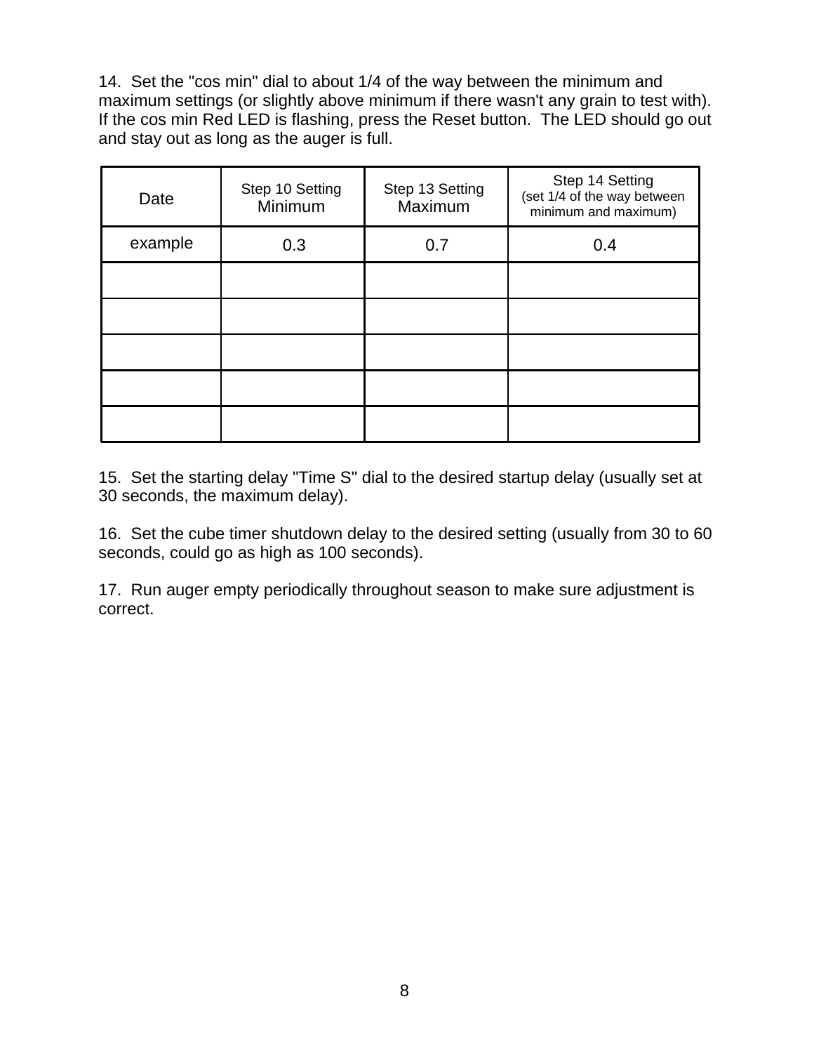14. Set the "cos min" dial to about 1/4 of the way between the minimum and maximum settings (or slightly above minimum if there wasn't any grain to test with). If the cos min Red LED is flashing, press the Reset button. The LED should go out and stay out as long as the auger is full.

| Date | Step 10 Setting Minimum | Step 13 Setting Maximum | Step 14 Setting (set 1/4 of the way between minimum and maximum) |
|---|---|---|---|
| example | 0.3 | 0.7 | 0.4 |
| | | | |
| | | | |
| | | | |
| | | | |
| | | | |

15. Set the starting delay "Time S" dial to the desired startup delay (usually set at 30 seconds, the maximum delay).

16. Set the cube timer shutdown delay to the desired setting (usually from 30 to 60 seconds, could go as high as 100 seconds).

17. Run auger empty periodically throughout season to make sure adjustment is correct.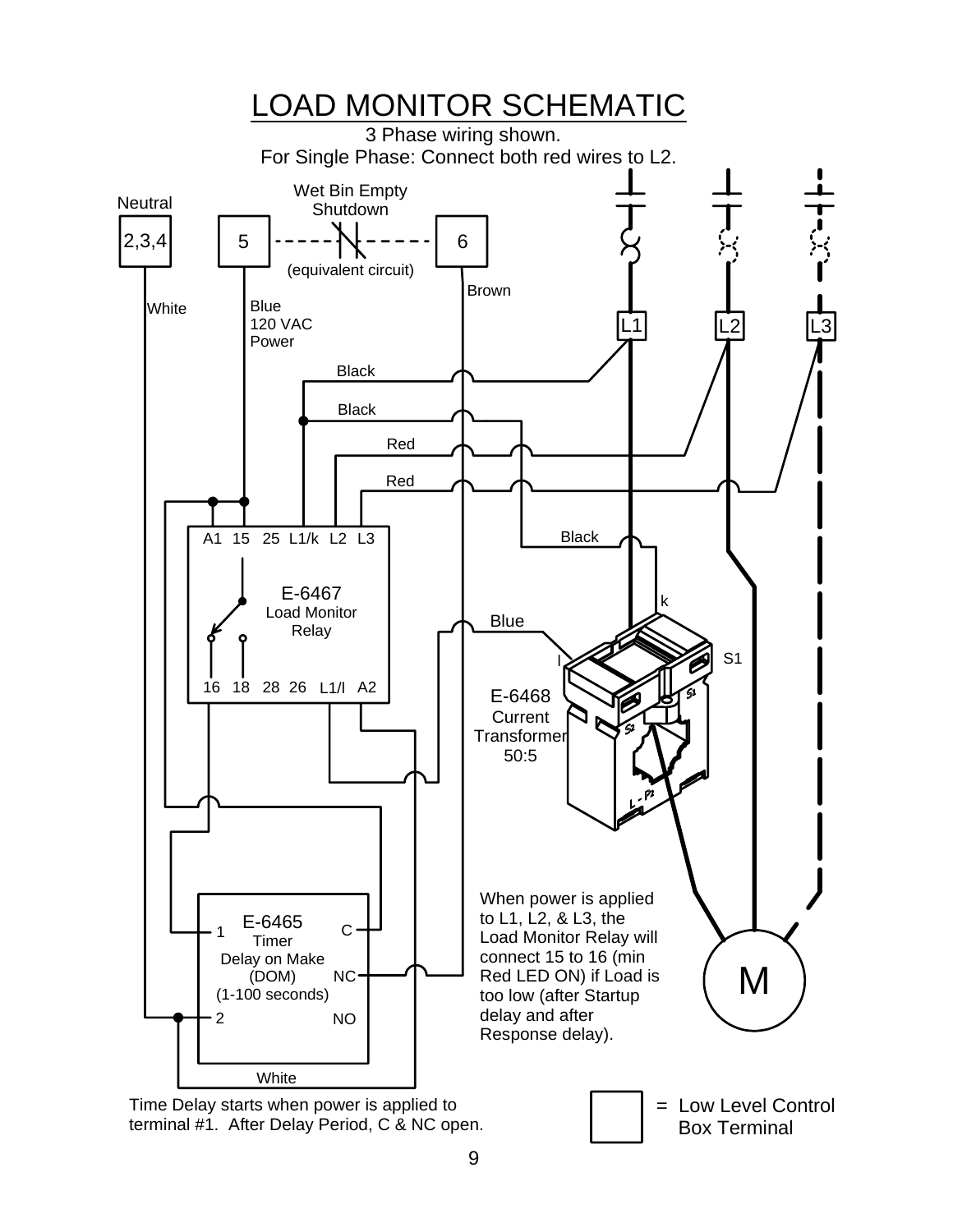# LOAD MONITOR SCHEMATIC

3 Phase wiring shown.
For Single Phase: Connect both red wires to L2.

Neutral

2,3,4

5

6

Wet Bin Empty
Shutdown

(equivalent circuit)

White

Blue
120 VAC
Power

Brown

L1

L2

L3

Black

Black

Red

Red

Black

A1 15 25 L1/k L2 L3

E-6467
Load Monitor
Relay

16 18 28 26 L1/l A2

k

Blue

l

S1

E-6468
Current
Transformer
50:5

E-6465
Timer
Delay on Make
(DOM)
(1-100 seconds)

1

2

C

NC

NO

White

M

When power is applied to L1, L2, & L3, the Load Monitor Relay will connect 15 to 16 (min Red LED ON) if Load is too low (after Startup delay and after Response delay).

Time Delay starts when power is applied to terminal #1. After Delay Period, C & NC open.

= Low Level Control Box Terminal